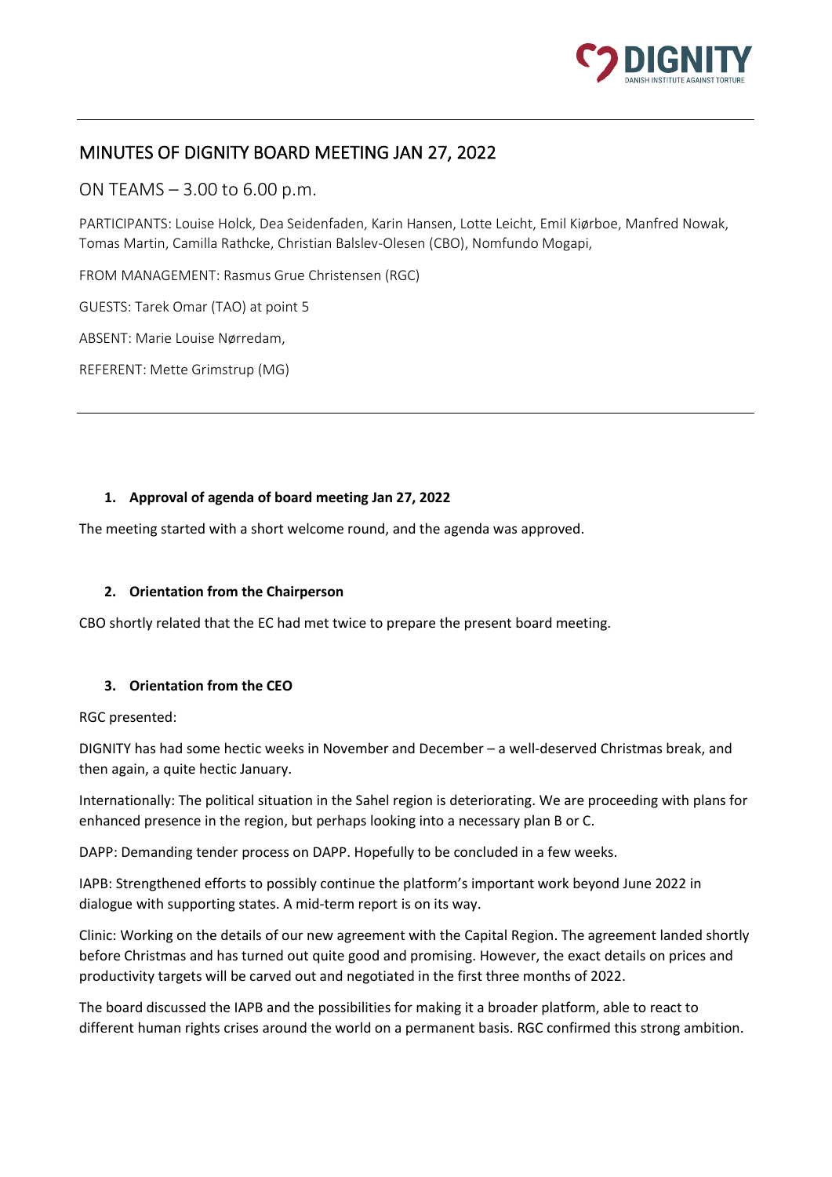# MINUTES OF DIGNITY BOARD MEETING JAN 27, 2022

## ON TEAMS – 3.00 to 6.00 p.m.

PARTICIPANTS: Louise Holck, Dea Seidenfaden, Karin Hansen, Lotte Leicht, Emil Kiørboe, Manfred Nowak, Tomas Martin, Camilla Rathcke, Christian Balslev-Olesen (CBO), Nomfundo Mogapi,

FROM MANAGEMENT: Rasmus Grue Christensen (RGC)

GUESTS: Tarek Omar (TAO) at point 5

ABSENT: Marie Louise Nørredam,

REFERENT: Mette Grimstrup (MG)

---

### 1. Approval of agenda of board meeting Jan 27, 2022

The meeting started with a short welcome round, and the agenda was approved.

### 2. Orientation from the Chairperson

CBO shortly related that the EC had met twice to prepare the present board meeting.

### 3. Orientation from the CEO

RGC presented:

DIGNITY has had some hectic weeks in November and December – a well-deserved Christmas break, and then again, a quite hectic January.

Internationally: The political situation in the Sahel region is deteriorating. We are proceeding with plans for enhanced presence in the region, but perhaps looking into a necessary plan B or C.

DAPP: Demanding tender process on DAPP. Hopefully to be concluded in a few weeks.

IAPB: Strengthened efforts to possibly continue the platform's important work beyond June 2022 in dialogue with supporting states. A mid-term report is on its way.

Clinic: Working on the details of our new agreement with the Capital Region. The agreement landed shortly before Christmas and has turned out quite good and promising. However, the exact details on prices and productivity targets will be carved out and negotiated in the first three months of 2022.

The board discussed the IAPB and the possibilities for making it a broader platform, able to react to different human rights crises around the world on a permanent basis. RGC confirmed this strong ambition.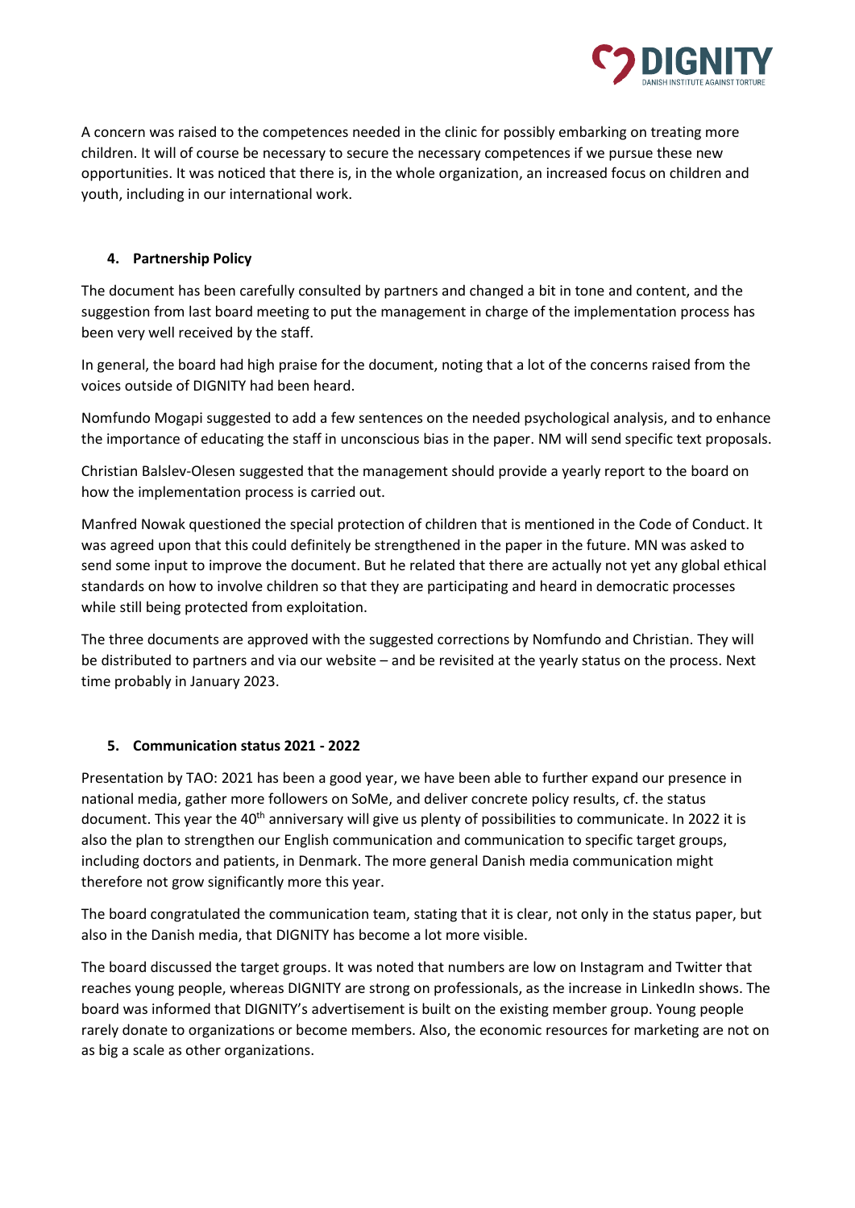A concern was raised to the competences needed in the clinic for possibly embarking on treating more children. It will of course be necessary to secure the necessary competences if we pursue these new opportunities. It was noticed that there is, in the whole organization, an increased focus on children and youth, including in our international work.

## 4. Partnership Policy

The document has been carefully consulted by partners and changed a bit in tone and content, and the suggestion from last board meeting to put the management in charge of the implementation process has been very well received by the staff.

In general, the board had high praise for the document, noting that a lot of the concerns raised from the voices outside of DIGNITY had been heard.

Nomfundo Mogapi suggested to add a few sentences on the needed psychological analysis, and to enhance the importance of educating the staff in unconscious bias in the paper. NM will send specific text proposals.

Christian Balslev-Olesen suggested that the management should provide a yearly report to the board on how the implementation process is carried out.

Manfred Nowak questioned the special protection of children that is mentioned in the Code of Conduct. It was agreed upon that this could definitely be strengthened in the paper in the future. MN was asked to send some input to improve the document. But he related that there are actually not yet any global ethical standards on how to involve children so that they are participating and heard in democratic processes while still being protected from exploitation.

The three documents are approved with the suggested corrections by Nomfundo and Christian. They will be distributed to partners and via our website – and be revisited at the yearly status on the process. Next time probably in January 2023.

## 5. Communication status 2021 - 2022

Presentation by TAO: 2021 has been a good year, we have been able to further expand our presence in national media, gather more followers on SoMe, and deliver concrete policy results, cf. the status document. This year the 40th anniversary will give us plenty of possibilities to communicate. In 2022 it is also the plan to strengthen our English communication and communication to specific target groups, including doctors and patients, in Denmark. The more general Danish media communication might therefore not grow significantly more this year.

The board congratulated the communication team, stating that it is clear, not only in the status paper, but also in the Danish media, that DIGNITY has become a lot more visible.

The board discussed the target groups. It was noted that numbers are low on Instagram and Twitter that reaches young people, whereas DIGNITY are strong on professionals, as the increase in LinkedIn shows. The board was informed that DIGNITY's advertisement is built on the existing member group. Young people rarely donate to organizations or become members. Also, the economic resources for marketing are not on as big a scale as other organizations.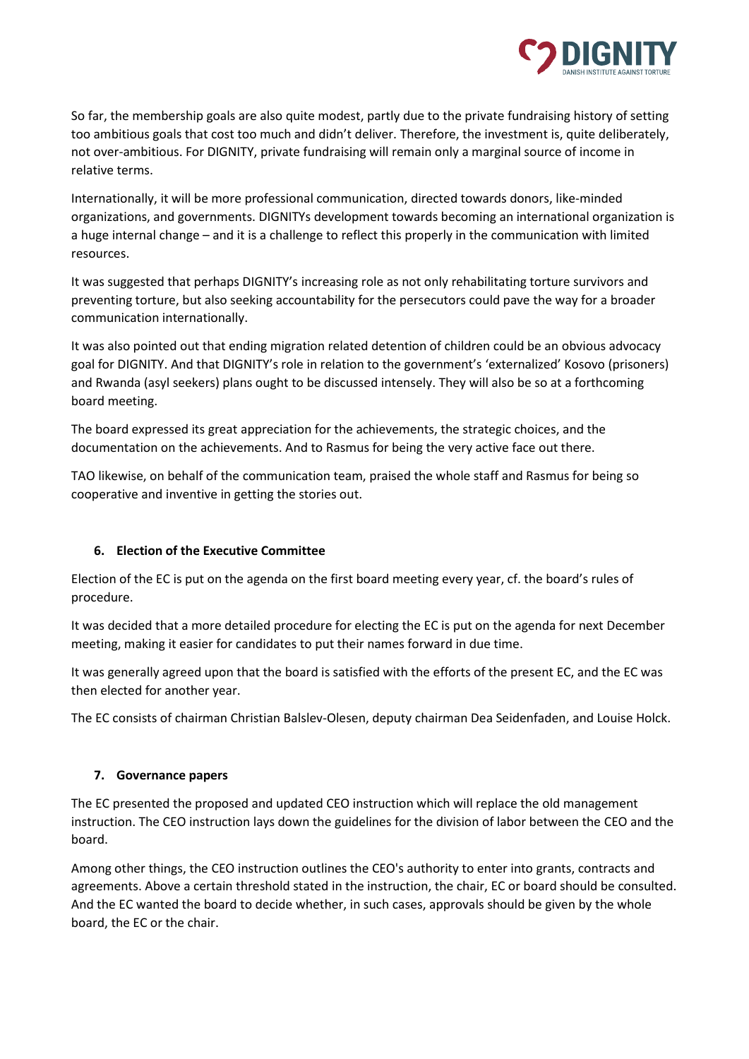So far, the membership goals are also quite modest, partly due to the private fundraising history of setting too ambitious goals that cost too much and didn't deliver. Therefore, the investment is, quite deliberately, not over-ambitious. For DIGNITY, private fundraising will remain only a marginal source of income in relative terms.

Internationally, it will be more professional communication, directed towards donors, like-minded organizations, and governments. DIGNITYs development towards becoming an international organization is a huge internal change – and it is a challenge to reflect this properly in the communication with limited resources.

It was suggested that perhaps DIGNITY's increasing role as not only rehabilitating torture survivors and preventing torture, but also seeking accountability for the persecutors could pave the way for a broader communication internationally.

It was also pointed out that ending migration related detention of children could be an obvious advocacy goal for DIGNITY. And that DIGNITY's role in relation to the government's 'externalized' Kosovo (prisoners) and Rwanda (asyl seekers) plans ought to be discussed intensely. They will also be so at a forthcoming board meeting.

The board expressed its great appreciation for the achievements, the strategic choices, and the documentation on the achievements. And to Rasmus for being the very active face out there.

TAO likewise, on behalf of the communication team, praised the whole staff and Rasmus for being so cooperative and inventive in getting the stories out.

### 6. Election of the Executive Committee

Election of the EC is put on the agenda on the first board meeting every year, cf. the board's rules of procedure.

It was decided that a more detailed procedure for electing the EC is put on the agenda for next December meeting, making it easier for candidates to put their names forward in due time.

It was generally agreed upon that the board is satisfied with the efforts of the present EC, and the EC was then elected for another year.

The EC consists of chairman Christian Balslev-Olesen, deputy chairman Dea Seidenfaden, and Louise Holck.

### 7. Governance papers

The EC presented the proposed and updated CEO instruction which will replace the old management instruction. The CEO instruction lays down the guidelines for the division of labor between the CEO and the board.

Among other things, the CEO instruction outlines the CEO's authority to enter into grants, contracts and agreements. Above a certain threshold stated in the instruction, the chair, EC or board should be consulted. And the EC wanted the board to decide whether, in such cases, approvals should be given by the whole board, the EC or the chair.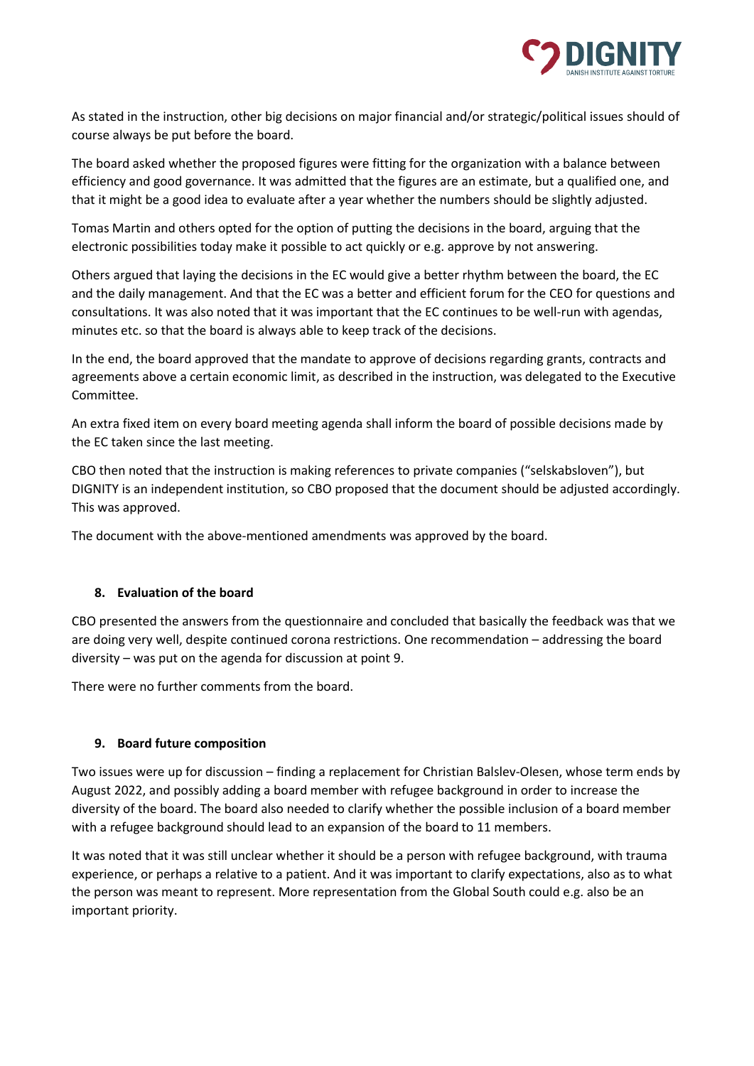As stated in the instruction, other big decisions on major financial and/or strategic/political issues should of course always be put before the board.

The board asked whether the proposed figures were fitting for the organization with a balance between efficiency and good governance. It was admitted that the figures are an estimate, but a qualified one, and that it might be a good idea to evaluate after a year whether the numbers should be slightly adjusted.

Tomas Martin and others opted for the option of putting the decisions in the board, arguing that the electronic possibilities today make it possible to act quickly or e.g. approve by not answering.

Others argued that laying the decisions in the EC would give a better rhythm between the board, the EC and the daily management. And that the EC was a better and efficient forum for the CEO for questions and consultations. It was also noted that it was important that the EC continues to be well-run with agendas, minutes etc. so that the board is always able to keep track of the decisions.

In the end, the board approved that the mandate to approve of decisions regarding grants, contracts and agreements above a certain economic limit, as described in the instruction, was delegated to the Executive Committee.

An extra fixed item on every board meeting agenda shall inform the board of possible decisions made by the EC taken since the last meeting.

CBO then noted that the instruction is making references to private companies ("selskabsloven"), but DIGNITY is an independent institution, so CBO proposed that the document should be adjusted accordingly. This was approved.

The document with the above-mentioned amendments was approved by the board.

### 8. Evaluation of the board

CBO presented the answers from the questionnaire and concluded that basically the feedback was that we are doing very well, despite continued corona restrictions. One recommendation – addressing the board diversity – was put on the agenda for discussion at point 9.

There were no further comments from the board.

### 9. Board future composition

Two issues were up for discussion – finding a replacement for Christian Balslev-Olesen, whose term ends by August 2022, and possibly adding a board member with refugee background in order to increase the diversity of the board. The board also needed to clarify whether the possible inclusion of a board member with a refugee background should lead to an expansion of the board to 11 members.

It was noted that it was still unclear whether it should be a person with refugee background, with trauma experience, or perhaps a relative to a patient. And it was important to clarify expectations, also as to what the person was meant to represent. More representation from the Global South could e.g. also be an important priority.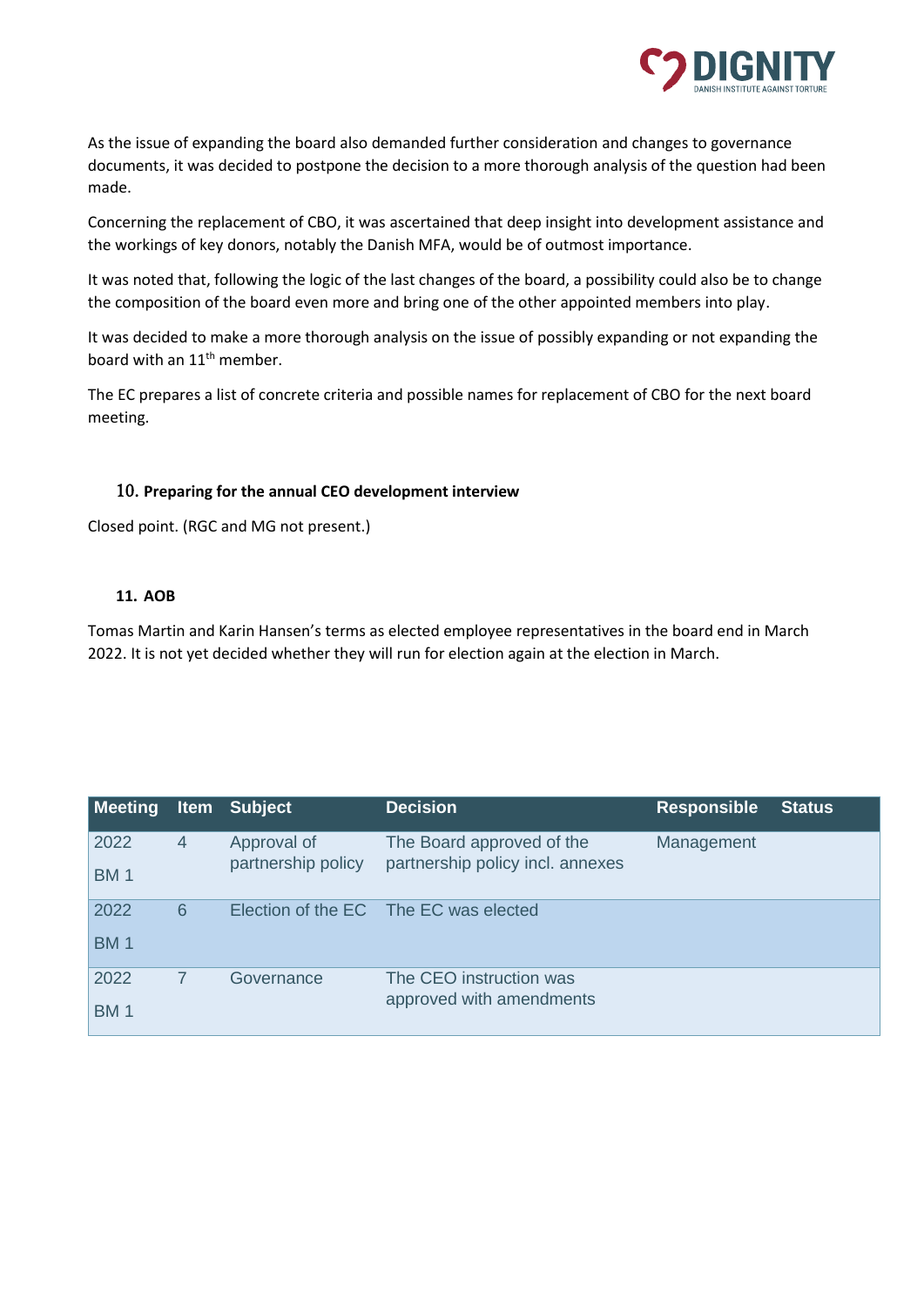As the issue of expanding the board also demanded further consideration and changes to governance documents, it was decided to postpone the decision to a more thorough analysis of the question had been made.

Concerning the replacement of CBO, it was ascertained that deep insight into development assistance and the workings of key donors, notably the Danish MFA, would be of outmost importance.

It was noted that, following the logic of the last changes of the board, a possibility could also be to change the composition of the board even more and bring one of the other appointed members into play.

It was decided to make a more thorough analysis on the issue of possibly expanding or not expanding the board with an 11th member.

The EC prepares a list of concrete criteria and possible names for replacement of CBO for the next board meeting.

### 10. Preparing for the annual CEO development interview

Closed point. (RGC and MG not present.)

### 11. AOB

Tomas Martin and Karin Hansen's terms as elected employee representatives in the board end in March 2022. It is not yet decided whether they will run for election again at the election in March.

| Meeting | Item | Subject | Decision | Responsible | Status |
|---|---|---|---|---|---|
| 2022 BM 1 | 4 | Approval of partnership policy | The Board approved of the partnership policy incl. annexes | Management | |
| 2022 BM 1 | 6 | Election of the EC | The EC was elected | | |
| 2022 BM 1 | 7 | Governance | The CEO instruction was approved with amendments | | |